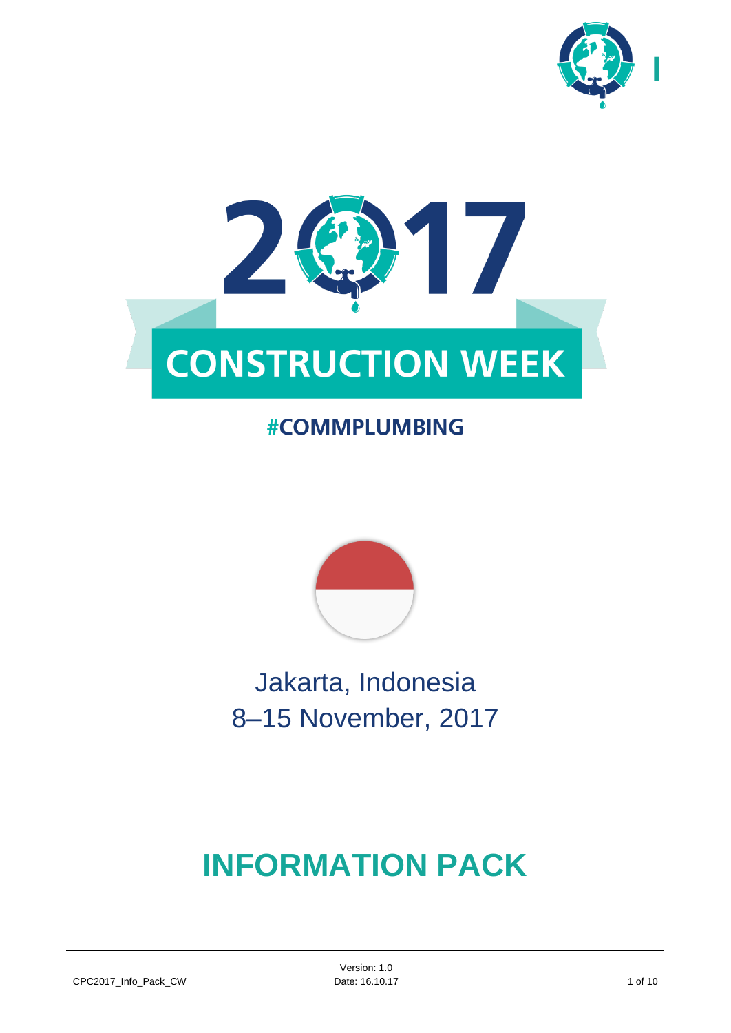# 2017

# CONSTRUCTION WEEK

**#COMMPLUMBING**

Jakarta, Indonesia
8–15 November, 2017

# INFORMATION PACK

CPC2017_Info_Pack_CW

Version: 1.0
Date: 16.10.17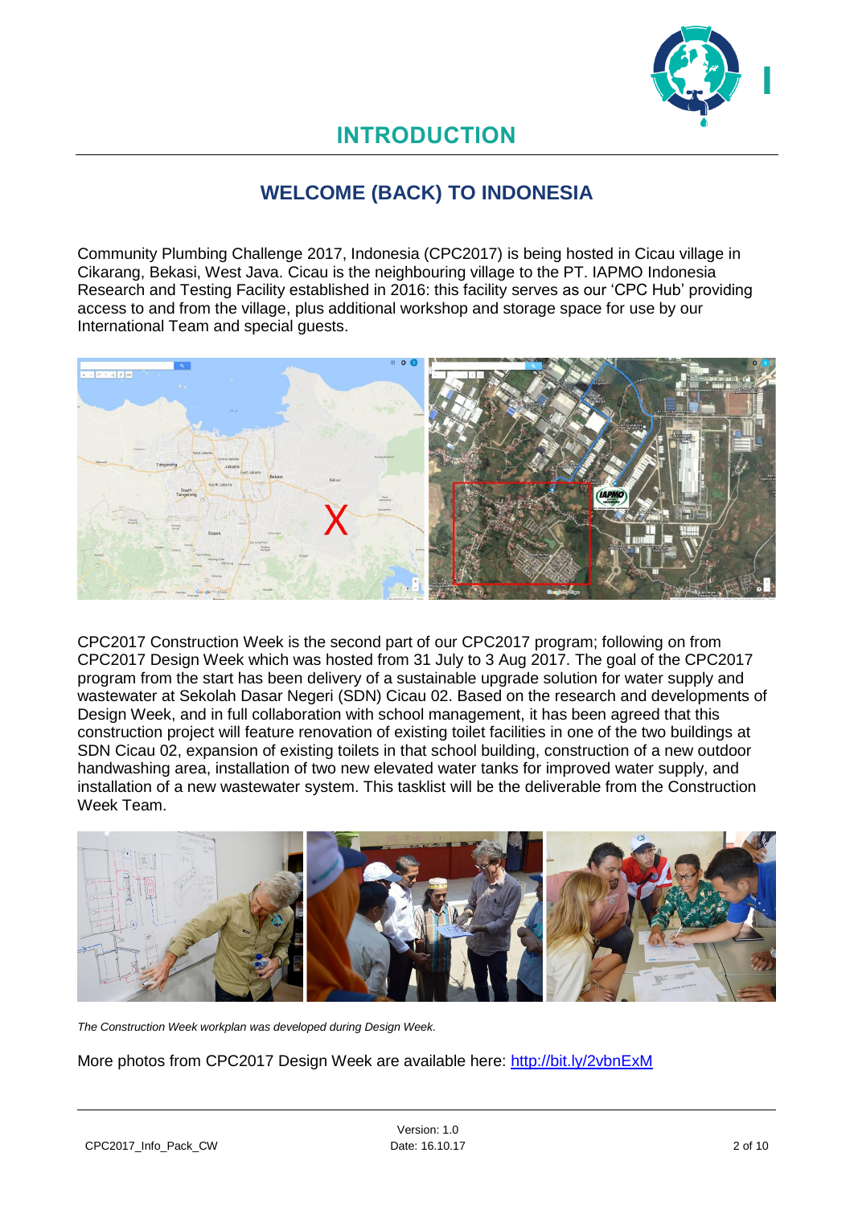# INTRODUCTION

## WELCOME (BACK) TO INDONESIA

Community Plumbing Challenge 2017, Indonesia (CPC2017) is being hosted in Cicau village in Cikarang, Bekasi, West Java. Cicau is the neighbouring village to the PT. IAPMO Indonesia Research and Testing Facility established in 2016: this facility serves as our 'CPC Hub' providing access to and from the village, plus additional workshop and storage space for use by our International Team and special guests.

CPC2017 Construction Week is the second part of our CPC2017 program; following on from CPC2017 Design Week which was hosted from 31 July to 3 Aug 2017. The goal of the CPC2017 program from the start has been delivery of a sustainable upgrade solution for water supply and wastewater at Sekolah Dasar Negeri (SDN) Cicau 02. Based on the research and developments of Design Week, and in full collaboration with school management, it has been agreed that this construction project will feature renovation of existing toilet facilities in one of the two buildings at SDN Cicau 02, expansion of existing toilets in that school building, construction of a new outdoor handwashing area, installation of two new elevated water tanks for improved water supply, and installation of a new wastewater system. This tasklist will be the deliverable from the Construction Week Team.

*The Construction Week workplan was developed during Design Week.*

More photos from CPC2017 Design Week are available here: http://bit.ly/2vbnExM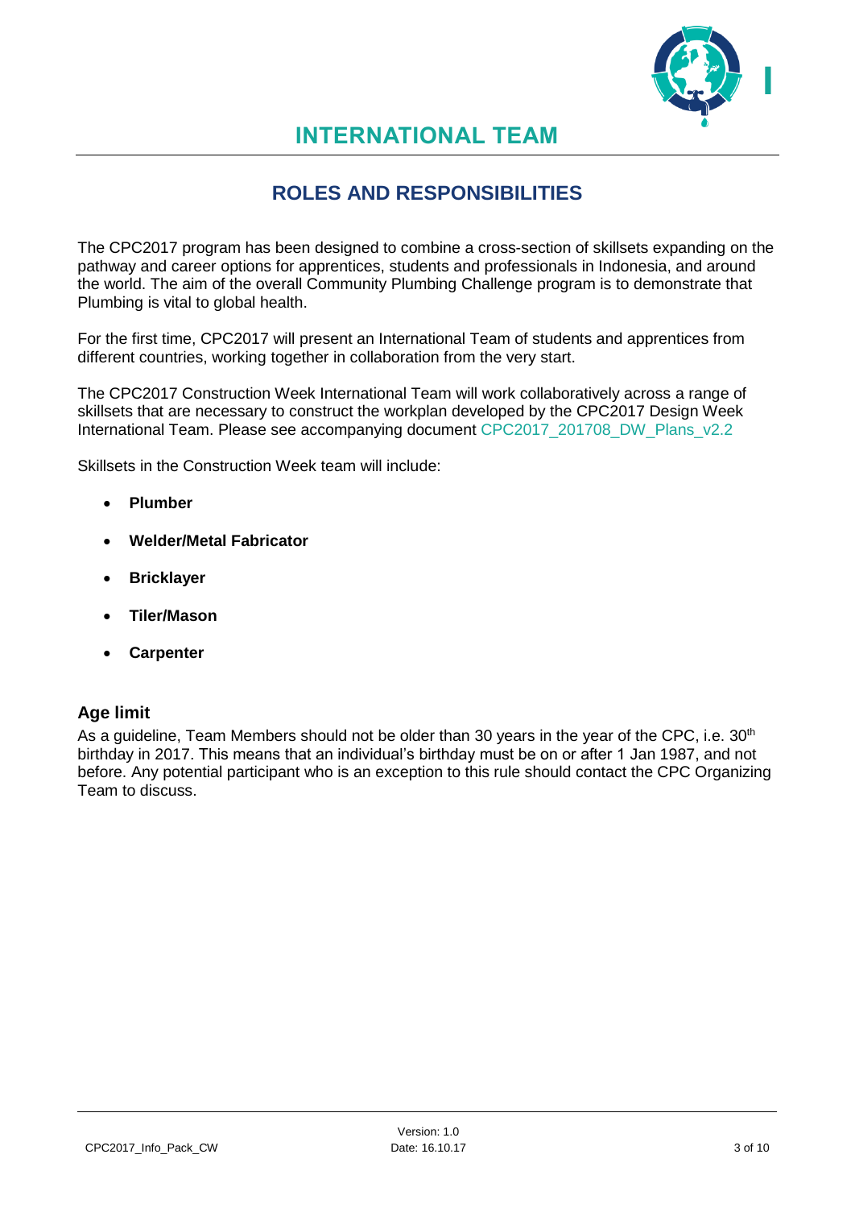# INTERNATIONAL TEAM

## ROLES AND RESPONSIBILITIES

The CPC2017 program has been designed to combine a cross-section of skillsets expanding on the pathway and career options for apprentices, students and professionals in Indonesia, and around the world. The aim of the overall Community Plumbing Challenge program is to demonstrate that Plumbing is vital to global health.

For the first time, CPC2017 will present an International Team of students and apprentices from different countries, working together in collaboration from the very start.

The CPC2017 Construction Week International Team will work collaboratively across a range of skillsets that are necessary to construct the workplan developed by the CPC2017 Design Week International Team. Please see accompanying document CPC2017_201708_DW_Plans_v2.2

Skillsets in the Construction Week team will include:

- **Plumber**
- **Welder/Metal Fabricator**
- **Bricklayer**
- **Tiler/Mason**
- **Carpenter**

### Age limit

As a guideline, Team Members should not be older than 30 years in the year of the CPC, i.e. 30th birthday in 2017. This means that an individual's birthday must be on or after 1 Jan 1987, and not before. Any potential participant who is an exception to this rule should contact the CPC Organizing Team to discuss.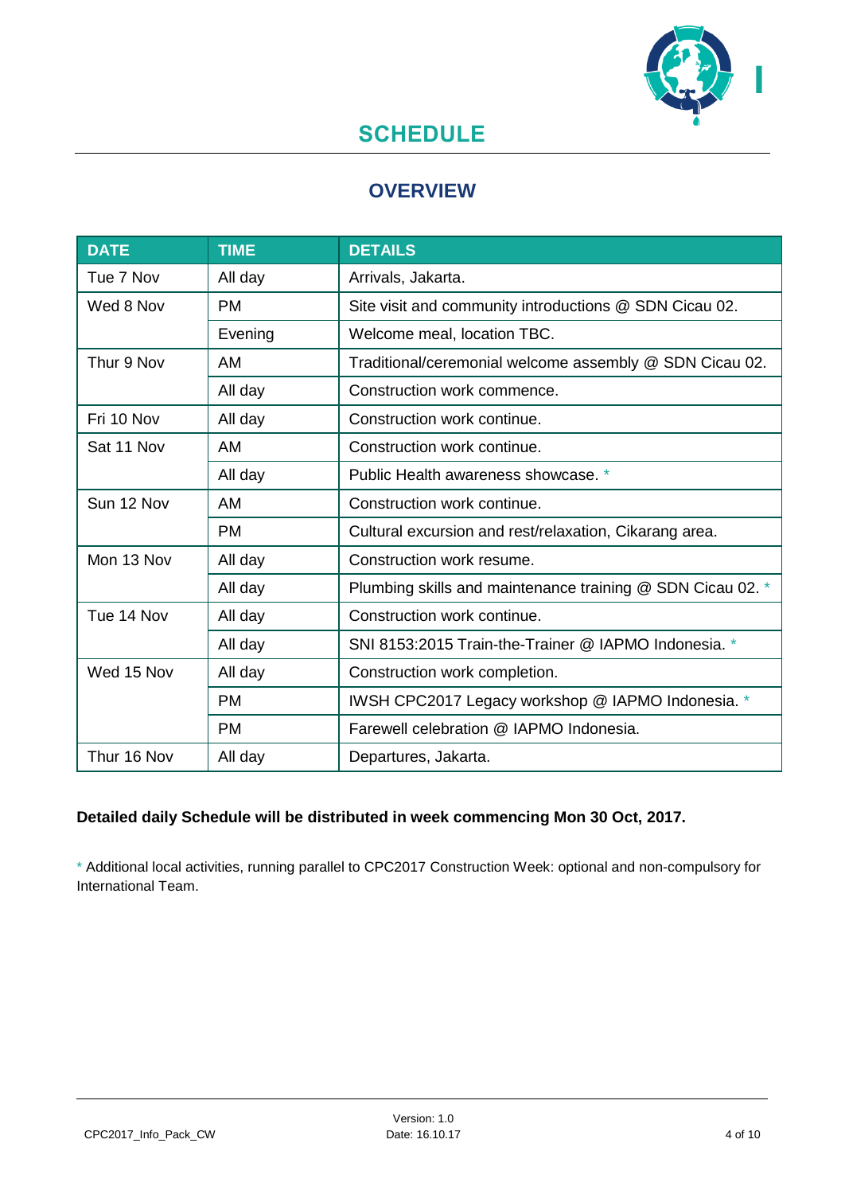# SCHEDULE

## OVERVIEW

| DATE | TIME | DETAILS |
|---|---|---|
| Tue 7 Nov | All day | Arrivals, Jakarta. |
| Wed 8 Nov | PM | Site visit and community introductions @ SDN Cicau 02. |
| | Evening | Welcome meal, location TBC. |
| Thur 9 Nov | AM | Traditional/ceremonial welcome assembly @ SDN Cicau 02. |
| | All day | Construction work commence. |
| Fri 10 Nov | All day | Construction work continue. |
| Sat 11 Nov | AM | Construction work continue. |
| | All day | Public Health awareness showcase. * |
| Sun 12 Nov | AM | Construction work continue. |
| | PM | Cultural excursion and rest/relaxation, Cikarang area. |
| Mon 13 Nov | All day | Construction work resume. |
| | All day | Plumbing skills and maintenance training @ SDN Cicau 02. * |
| Tue 14 Nov | All day | Construction work continue. |
| | All day | SNI 8153:2015 Train-the-Trainer @ IAPMO Indonesia. * |
| Wed 15 Nov | All day | Construction work completion. |
| | PM | IWSH CPC2017 Legacy workshop @ IAPMO Indonesia. * |
| | PM | Farewell celebration @ IAPMO Indonesia. |
| Thur 16 Nov | All day | Departures, Jakarta. |

**Detailed daily Schedule will be distributed in week commencing Mon 30 Oct, 2017.**

* Additional local activities, running parallel to CPC2017 Construction Week: optional and non-compulsory for International Team.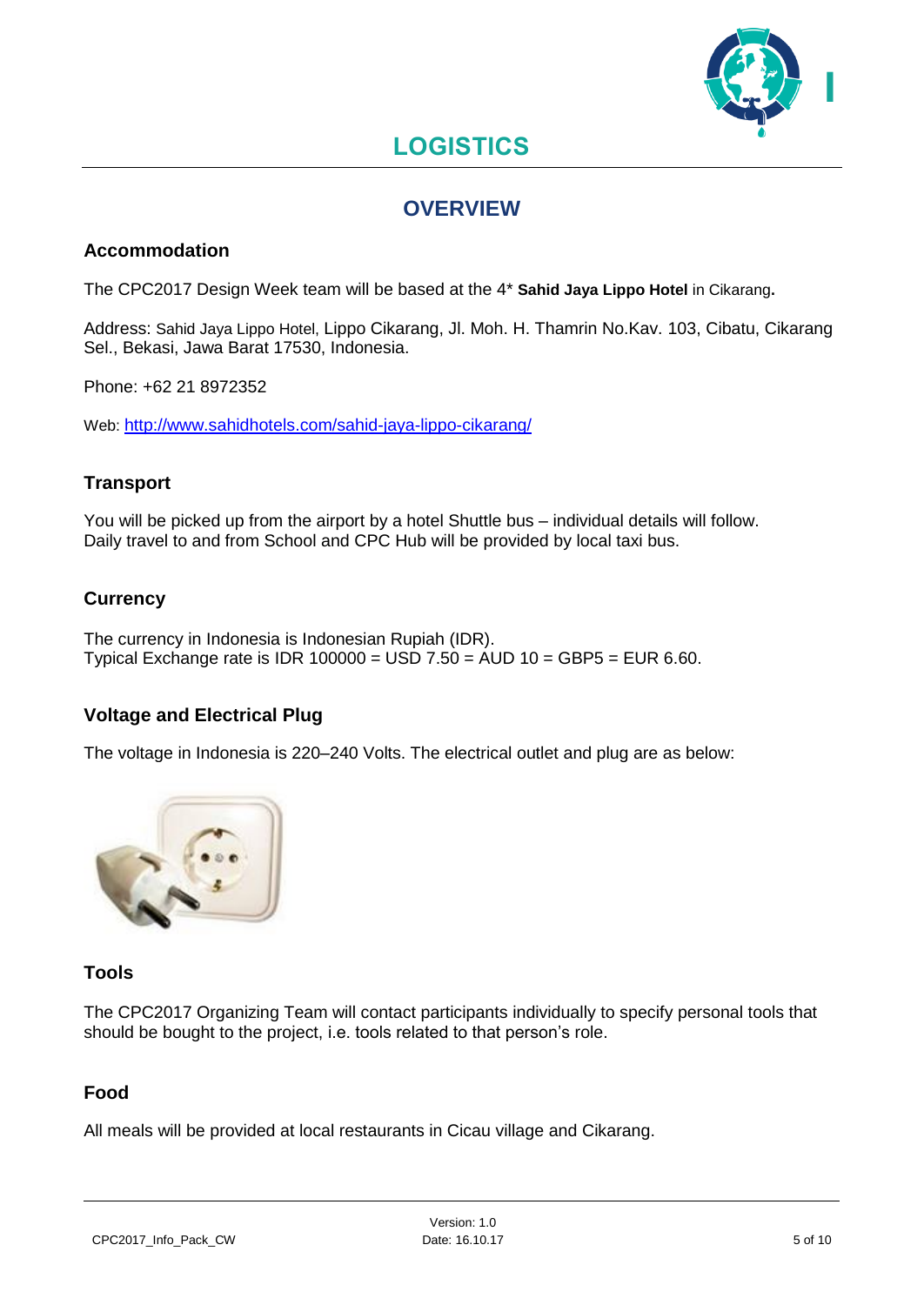# LOGISTICS

## OVERVIEW

### Accommodation

The CPC2017 Design Week team will be based at the 4* **Sahid Jaya Lippo Hotel** in Cikarang**.**

Address: Sahid Jaya Lippo Hotel, Lippo Cikarang, Jl. Moh. H. Thamrin No.Kav. 103, Cibatu, Cikarang Sel., Bekasi, Jawa Barat 17530, Indonesia.

Phone: +62 21 8972352

Web: http://www.sahidhotels.com/sahid-jaya-lippo-cikarang/

### Transport

You will be picked up from the airport by a hotel Shuttle bus – individual details will follow.
Daily travel to and from School and CPC Hub will be provided by local taxi bus.

### Currency

The currency in Indonesia is Indonesian Rupiah (IDR).
Typical Exchange rate is IDR 100000 = USD 7.50 = AUD 10 = GBP5 = EUR 6.60.

### Voltage and Electrical Plug

The voltage in Indonesia is 220–240 Volts. The electrical outlet and plug are as below:

### Tools

The CPC2017 Organizing Team will contact participants individually to specify personal tools that should be bought to the project, i.e. tools related to that person's role.

### Food

All meals will be provided at local restaurants in Cicau village and Cikarang.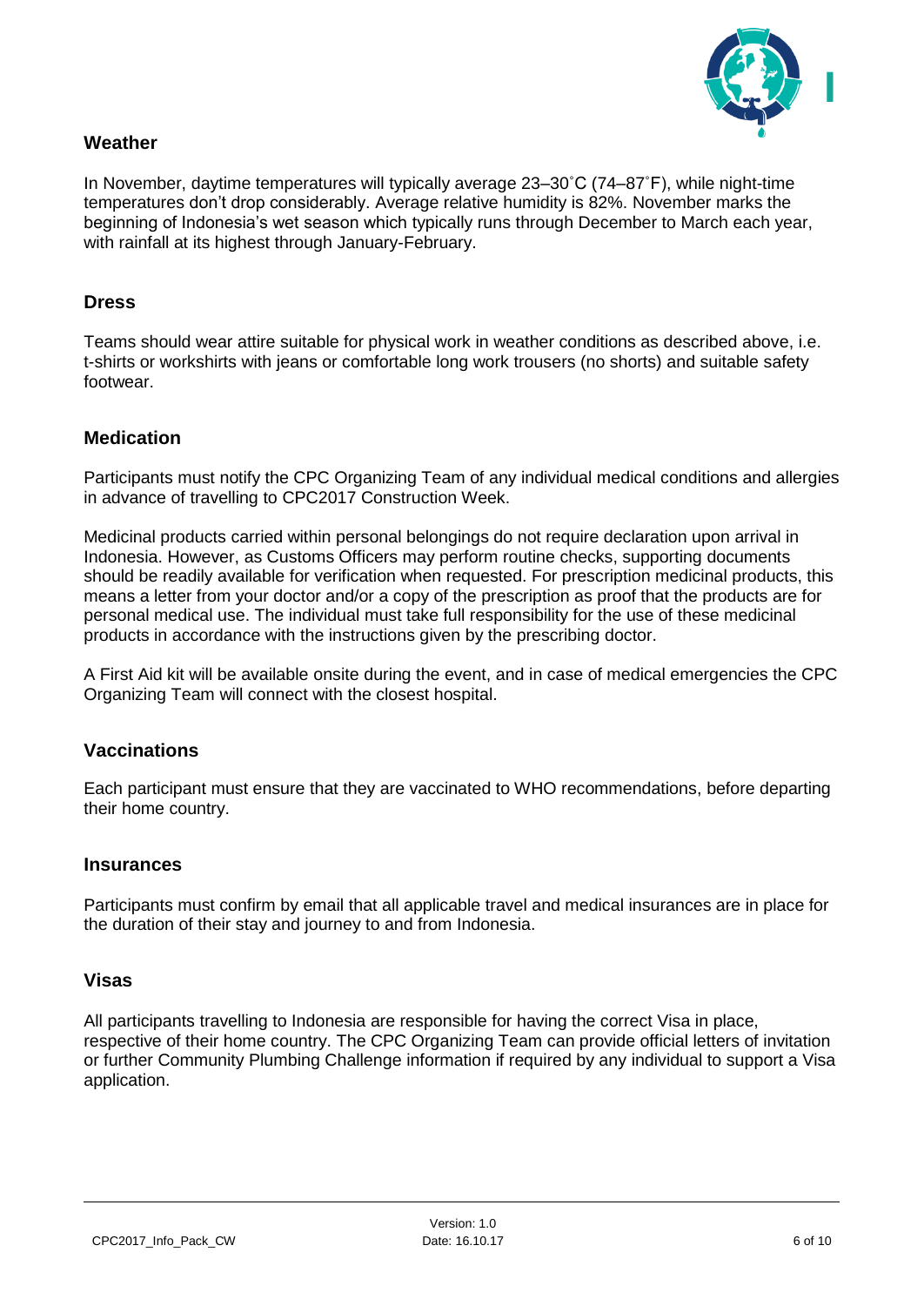## Weather

In November, daytime temperatures will typically average 23–30˚C (74–87˚F), while night-time temperatures don't drop considerably. Average relative humidity is 82%. November marks the beginning of Indonesia's wet season which typically runs through December to March each year, with rainfall at its highest through January-February.

## Dress

Teams should wear attire suitable for physical work in weather conditions as described above, i.e. t-shirts or workshirts with jeans or comfortable long work trousers (no shorts) and suitable safety footwear.

## Medication

Participants must notify the CPC Organizing Team of any individual medical conditions and allergies in advance of travelling to CPC2017 Construction Week.

Medicinal products carried within personal belongings do not require declaration upon arrival in Indonesia. However, as Customs Officers may perform routine checks, supporting documents should be readily available for verification when requested. For prescription medicinal products, this means a letter from your doctor and/or a copy of the prescription as proof that the products are for personal medical use. The individual must take full responsibility for the use of these medicinal products in accordance with the instructions given by the prescribing doctor.

A First Aid kit will be available onsite during the event, and in case of medical emergencies the CPC Organizing Team will connect with the closest hospital.

## Vaccinations

Each participant must ensure that they are vaccinated to WHO recommendations, before departing their home country.

## Insurances

Participants must confirm by email that all applicable travel and medical insurances are in place for the duration of their stay and journey to and from Indonesia.

## Visas

All participants travelling to Indonesia are responsible for having the correct Visa in place, respective of their home country. The CPC Organizing Team can provide official letters of invitation or further Community Plumbing Challenge information if required by any individual to support a Visa application.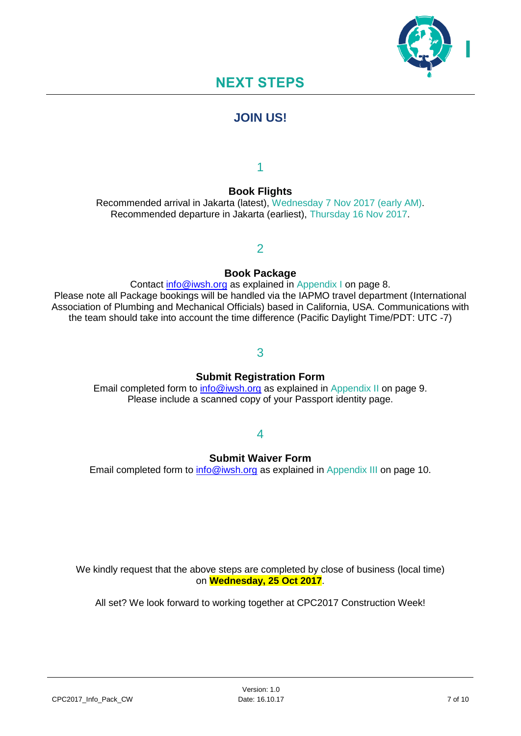# NEXT STEPS

## JOIN US!

1

**Book Flights**

Recommended arrival in Jakarta (latest), Wednesday 7 Nov 2017 (early AM).
Recommended departure in Jakarta (earliest), Thursday 16 Nov 2017.

2

**Book Package**

Contact info@iwsh.org as explained in Appendix I on page 8.
Please note all Package bookings will be handled via the IAPMO travel department (International Association of Plumbing and Mechanical Officials) based in California, USA. Communications with the team should take into account the time difference (Pacific Daylight Time/PDT: UTC -7)

3

**Submit Registration Form**

Email completed form to info@iwsh.org as explained in Appendix II on page 9.
Please include a scanned copy of your Passport identity page.

4

**Submit Waiver Form**

Email completed form to info@iwsh.org as explained in Appendix III on page 10.

We kindly request that the above steps are completed by close of business (local time) on **Wednesday, 25 Oct 2017**.

All set? We look forward to working together at CPC2017 Construction Week!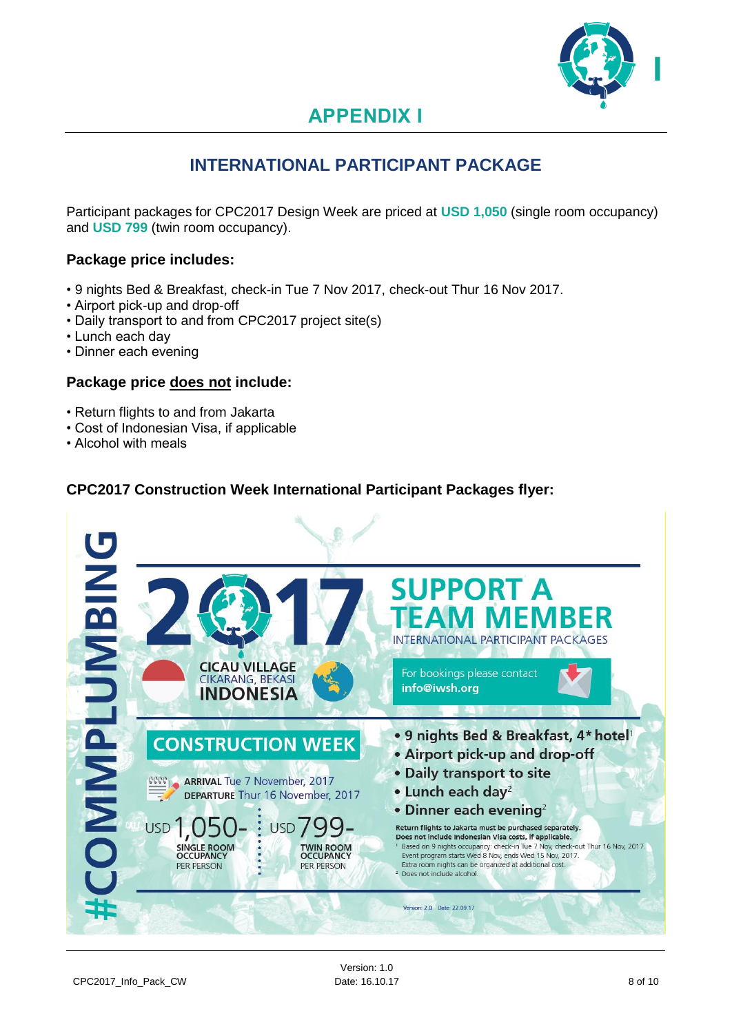# APPENDIX I

## INTERNATIONAL PARTICIPANT PACKAGE

Participant packages for CPC2017 Design Week are priced at **USD 1,050** (single room occupancy) and **USD 799** (twin room occupancy).

### Package price includes:

- 9 nights Bed & Breakfast, check-in Tue 7 Nov 2017, check-out Thur 16 Nov 2017.
- Airport pick-up and drop-off
- Daily transport to and from CPC2017 project site(s)
- Lunch each day
- Dinner each evening

### Package price does not include:

- Return flights to and from Jakarta
- Cost of Indonesian Visa, if applicable
- Alcohol with meals

### CPC2017 Construction Week International Participant Packages flyer:

#COMMPLUMBING

2017

CICAU VILLAGE
CIKARANG, BEKASI
INDONESIA

**SUPPORT A TEAM MEMBER**

INTERNATIONAL PARTICIPANT PACKAGES

For bookings please contact
**info@iwsh.org**

**CONSTRUCTION WEEK**

ARRIVAL Tue 7 November, 2017
DEPARTURE Thur 16 November, 2017

USD 1,050- SINGLE ROOM OCCUPANCY PER PERSON

USD 799- TWIN ROOM OCCUPANCY PER PERSON

- 9 nights Bed & Breakfast, 4* hotel[1]
- Airport pick-up and drop-off
- Daily transport to site
- Lunch each day[2]
- Dinner each evening[2]

**Return flights to Jakarta must be purchased separately.**
**Does not include Indonesian Visa costs, if applicable.**

[1] Based on 9 nights occupancy: check-in Tue 7 Nov, check-out Thur 16 Nov, 2017. Event program starts Wed 8 Nov, ends Wed 15 Nov, 2017. Extra room nights can be organized at additional cost.

[2] Does not include alcohol.

Version: 2.0 Date: 22.09.17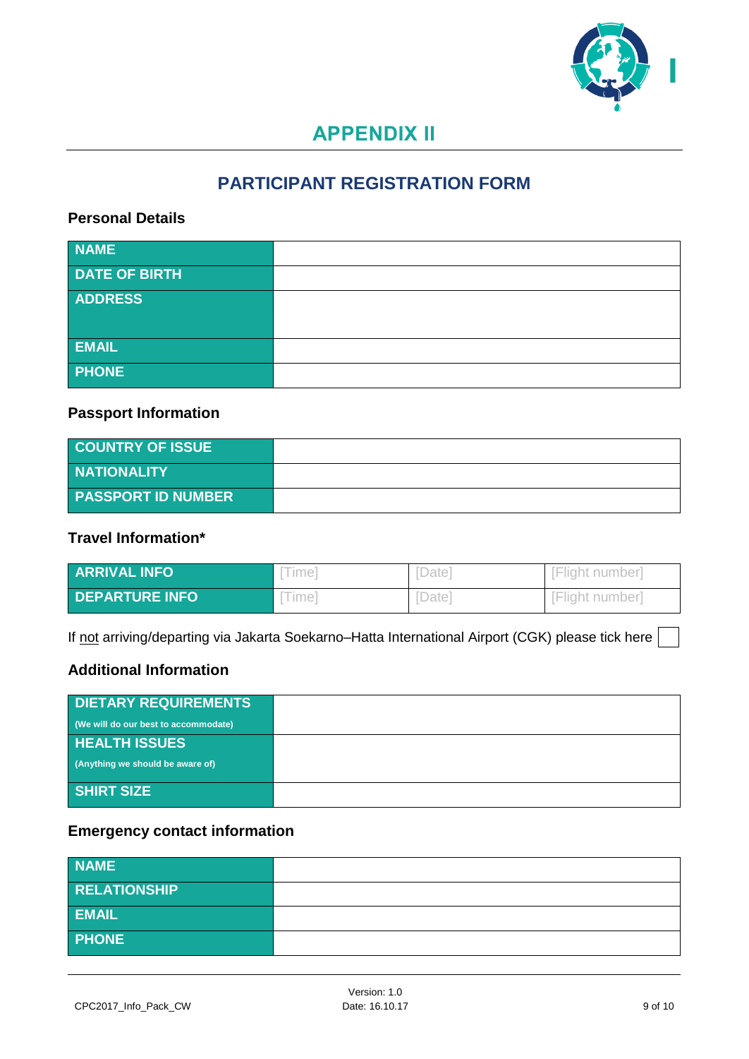# APPENDIX II

## PARTICIPANT REGISTRATION FORM

### Personal Details

| NAME | |
|---|---|
| DATE OF BIRTH | |
| ADDRESS | |
| EMAIL | |
| PHONE | |

### Passport Information

| COUNTRY OF ISSUE | |
|---|---|
| NATIONALITY | |
| PASSPORT ID NUMBER | |

### Travel Information*

| ARRIVAL INFO | [Time] | [Date] | [Flight number] |
|---|---|---|---|
| DEPARTURE INFO | [Time] | [Date] | [Flight number] |

If not arriving/departing via Jakarta Soekarno–Hatta International Airport (CGK) please tick here ☐

### Additional Information

| DIETARY REQUIREMENTS (We will do our best to accommodate) | |
|---|---|
| HEALTH ISSUES (Anything we should be aware of) | |
| SHIRT SIZE | |

### Emergency contact information

| NAME | |
|---|---|
| RELATIONSHIP | |
| EMAIL | |
| PHONE | |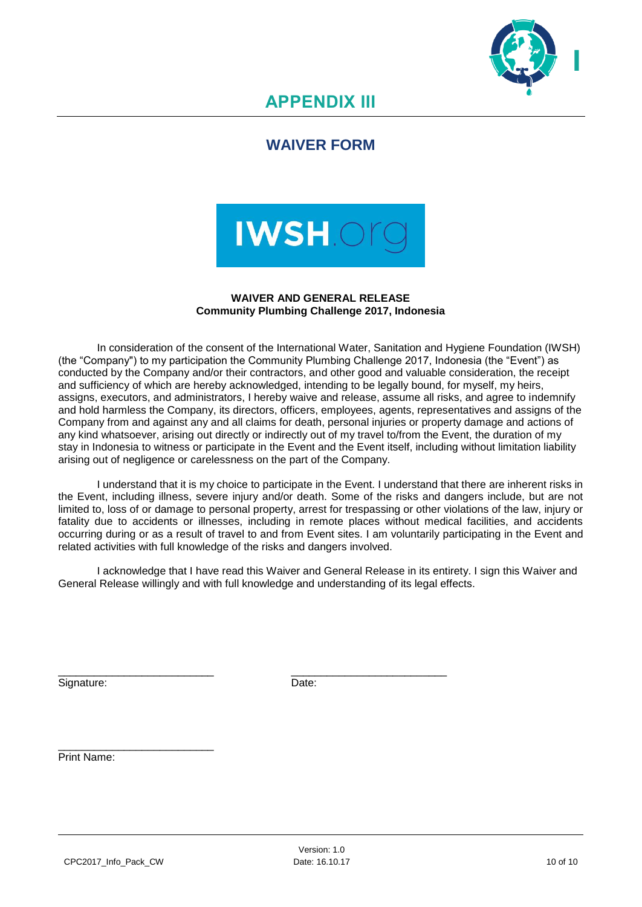# APPENDIX III

## WAIVER FORM

IWSH.org

**WAIVER AND GENERAL RELEASE**
**Community Plumbing Challenge 2017, Indonesia**

In consideration of the consent of the International Water, Sanitation and Hygiene Foundation (IWSH) (the "Company") to my participation the Community Plumbing Challenge 2017, Indonesia (the "Event") as conducted by the Company and/or their contractors, and other good and valuable consideration, the receipt and sufficiency of which are hereby acknowledged, intending to be legally bound, for myself, my heirs, assigns, executors, and administrators, I hereby waive and release, assume all risks, and agree to indemnify and hold harmless the Company, its directors, officers, employees, agents, representatives and assigns of the Company from and against any and all claims for death, personal injuries or property damage and actions of any kind whatsoever, arising out directly or indirectly out of my travel to/from the Event, the duration of my stay in Indonesia to witness or participate in the Event and the Event itself, including without limitation liability arising out of negligence or carelessness on the part of the Company.

I understand that it is my choice to participate in the Event. I understand that there are inherent risks in the Event, including illness, severe injury and/or death. Some of the risks and dangers include, but are not limited to, loss of or damage to personal property, arrest for trespassing or other violations of the law, injury or fatality due to accidents or illnesses, including in remote places without medical facilities, and accidents occurring during or as a result of travel to and from Event sites. I am voluntarily participating in the Event and related activities with full knowledge of the risks and dangers involved.

I acknowledge that I have read this Waiver and General Release in its entirety. I sign this Waiver and General Release willingly and with full knowledge and understanding of its legal effects.

\_\_\_\_\_\_\_\_\_\_\_\_\_\_\_\_\_\_\_\_\_\_\_\_\_\_ \_\_\_\_\_\_\_\_\_\_\_\_\_\_\_\_\_\_\_\_\_\_\_\_\_\_
Signature: Date:

\_\_\_\_\_\_\_\_\_\_\_\_\_\_\_\_\_\_\_\_\_\_\_\_\_\_
Print Name: